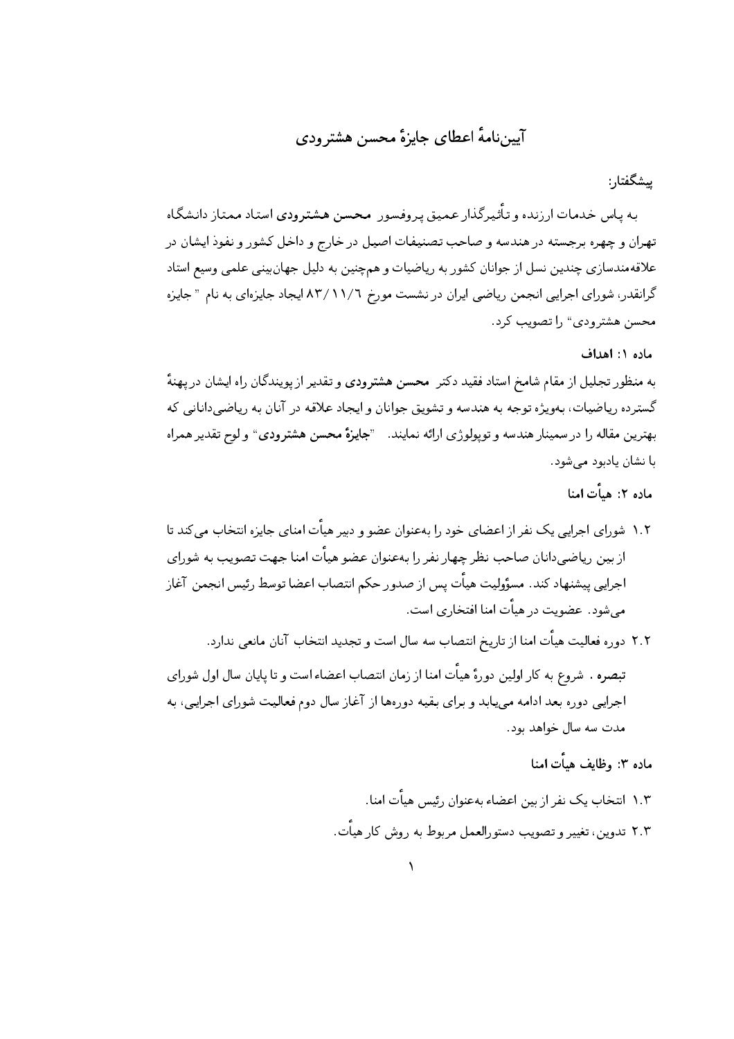# آیین‌نامهٔ اعطای جایزهٔ محسن هشترودی

پیشگفتار:

به پاس خدمات ارزنده و تأثیرگذار عمیق پروفسور **محسن هشترودی** استاد ممتاز دانشگاه تهران و چهره برجسته در هندسه و صاحب تصنیفات اصیل در خارج و داخل کشور و نفوذ ایشان در علاقه‌مندسازی چندین نسل از جوانان کشور به ریاضیات و هم‌چنین به دلیل جهان‌بینی علمی وسیع استاد گرانقدر، شورای اجرایی انجمن ریاضی ایران در نشست مورخ ۸۳/۱۱/۶ ایجاد جایزه‌ای به نام " جایزه محسن هشترودی" را تصویب کرد.

**ماده ۱: اهداف**

به منظور تجلیل از مقام شامخ استاد فقید دکتر **محسن هشترودی** و تقدیر از پویندگان راه ایشان در پهنهٔ گسترده ریاضیات، به‌ویژه توجه به هندسه و تشویق جوانان و ایجاد علاقه در آنان به ریاضی‌دانانی که بهترین مقاله را در سمینار هندسه و توپولوژی ارائه نمایند. "**جایزهٔ محسن هشترودی**" و لوح تقدیر همراه با نشان یادبود می‌شود.

**ماده ۲: هیأت امنا**

۱.۲ شورای اجرایی یک نفر از اعضای خود را به‌عنوان عضو و دبیر هیأت امنای جایزه انتخاب می‌کند تا از بین ریاضی‌دانان صاحب نظر چهار نفر را به‌عنوان عضو هیأت امنا جهت تصویب به شورای اجرایی پیشنهاد کند. مسؤولیت هیأت پس از صدور حکم انتصاب اعضا توسط رئیس انجمن آغاز می‌شود. عضویت در هیأت امنا افتخاری است.

۲.۲ دوره فعالیت هیأت امنا از تاریخ انتصاب سه سال است و تجدید انتخاب آنان مانعی ندارد.

**تبصره .** شروع به کار اولین دورهٔ هیأت امنا از زمان انتصاب اعضاء است و تا پایان سال اول شورای اجرایی دوره بعد ادامه می‌یابد و برای بقیه دوره‌ها از آغاز سال دوم فعالیت شورای اجرایی، به مدت سه سال خواهد بود.

**ماده ۳: وظایف هیأت امنا**

۱.۳ انتخاب یک نفر از بین اعضاء به‌عنوان رئیس هیأت امنا.

۲.۳ تدوین، تغییر و تصویب دستورالعمل مربوط به روش کار هیأت.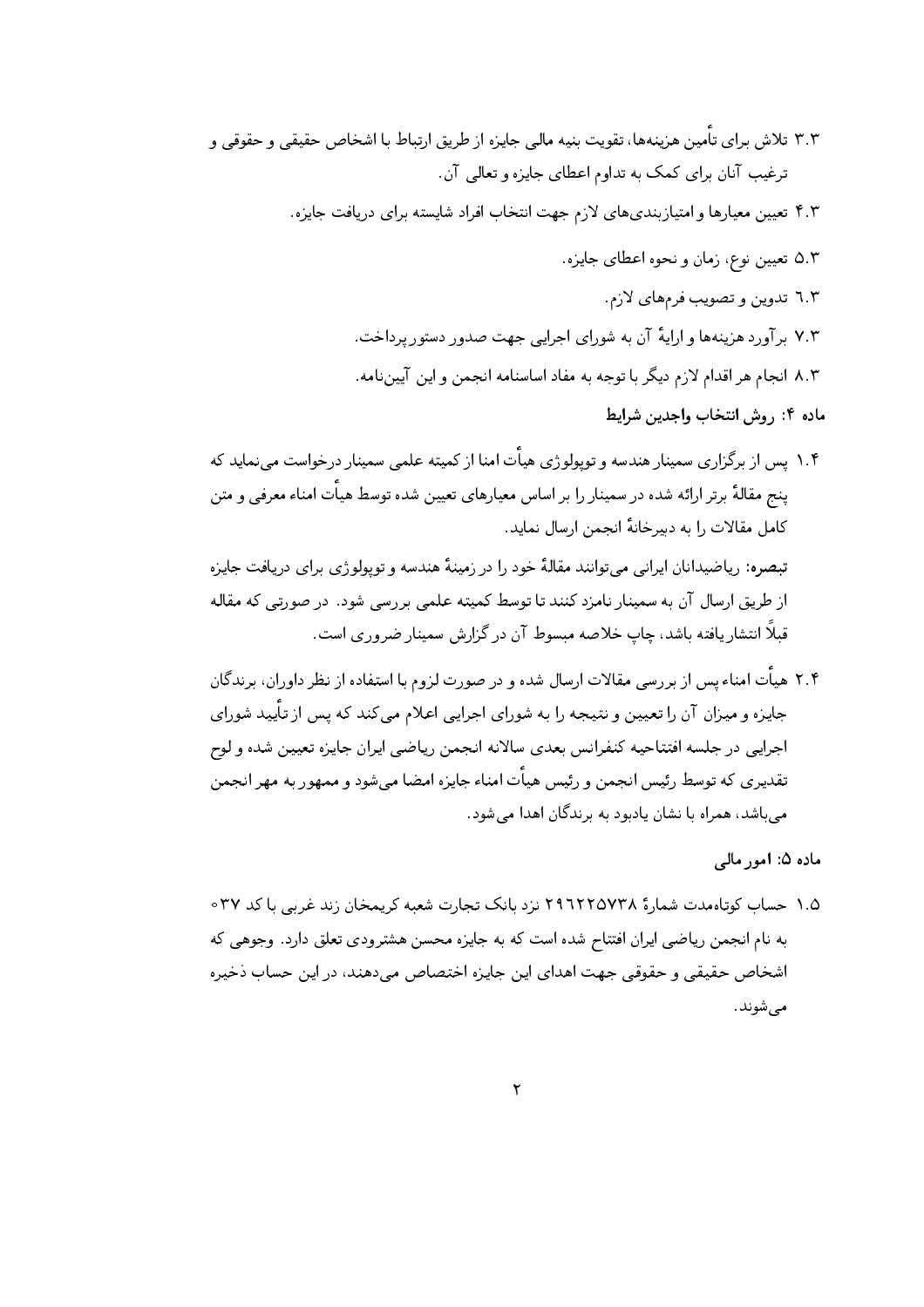۳.۳ تلاش برای تأمین هزینه‌ها، تقویت بنیه مالی جایزه از طریق ارتباط با اشخاص حقیقی و حقوقی و ترغیب آنان برای کمک به تداوم اعطای جایزه و تعالی آن.

۴.۳ تعیین معیارها و امتیازبندی‌های لازم جهت انتخاب افراد شایسته برای دریافت جایزه.

۵.۳ تعیین نوع، زمان و نحوه اعطای جایزه.

۶.۳ تدوین و تصویب فرم‌های لازم.

۷.۳ برآورد هزینه‌ها و ارایهٔ آن به شورای اجرایی جهت صدور دستور پرداخت.

۸.۳ انجام هر اقدام لازم دیگر با توجه به مفاد اساسنامه انجمن و این آیین‌نامه.

**ماده ۴: روش انتخاب واجدین شرایط**

۱.۴ پس از برگزاری سمینار هندسه و توپولوژی هیأت امنا از کمیته علمی سمینار درخواست می‌نماید که پنج مقالهٔ برتر ارائه شده در سمینار را بر اساس معیارهای تعیین شده توسط هیأت امناء معرفی و متن کامل مقالات را به دبیرخانهٔ انجمن ارسال نماید.

**تبصره:** ریاضیدانان ایرانی می‌توانند مقالهٔ خود را در زمینهٔ هندسه و توپولوژی برای دریافت جایزه از طریق ارسال آن به سمینار نامزد کنند تا توسط کمیته علمی بررسی شود. در صورتی که مقاله قبلاً انتشار یافته باشد، چاپ خلاصه مبسوط آن در گزارش سمینار ضروری است.

۲.۴ هیأت امناء پس از بررسی مقالات ارسال شده و در صورت لزوم با استفاده از نظر داوران، برندگان جایزه و میزان آن را تعیین و نتیجه را به شورای اجرایی اعلام می‌کند که پس از تأیید شورای اجرایی در جلسه افتتاحیه کنفرانس بعدی سالانه انجمن ریاضی ایران جایزه تعیین شده و لوح تقدیری که توسط رئیس انجمن و رئیس هیأت امناء جایزه امضا می‌شود و ممهور به مهر انجمن می‌باشد، همراه با نشان یادبود به برندگان اهدا می‌شود.

**ماده ۵: امور مالی**

۱.۵ حساب کوتاه‌مدت شمارهٔ ۲۹۶۲۲۵۷۳۸ نزد بانک تجارت شعبه کریمخان زند غربی با کد ۰۳۷ به نام انجمن ریاضی ایران افتتاح شده است که به جایزه محسن هشترودی تعلق دارد. وجوهی که اشخاص حقیقی و حقوقی جهت اهدای این جایزه اختصاص می‌دهند، در این حساب ذخیره می‌شوند.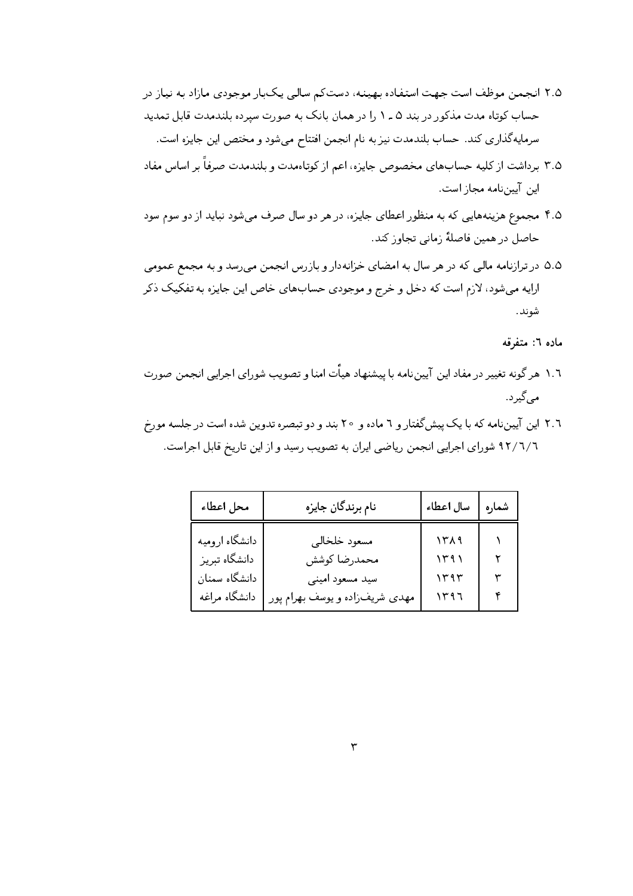۲.۵ انجمن موظف است جهت استفاده بهینه، دست‌کم سالی یک‌بار موجودی مازاد به نیاز در حساب کوتاه مدت مذکور در بند ۵ ـ ۱ را در همان بانک به صورت سپرده بلندمدت قابل تمدید سرمایه‌گذاری کند. حساب بلندمدت نیز به نام انجمن افتتاح می‌شود و مختص این جایزه است.

۳.۵ برداشت از کلیه حساب‌های مخصوص جایزه، اعم از کوتاه‌مدت و بلندمدت صرفاً بر اساس مفاد این آیین‌نامه مجاز است.

۴.۵ مجموع هزینه‌هایی که به منظور اعطای جایزه، در هر دو سال صرف می‌شود نباید از دو سوم سود حاصل در همین فاصلهٔ زمانی تجاوز کند.

۵.۵ در ترازنامه مالی که در هر سال به امضای خزانه‌دار و بازرس انجمن می‌رسد و به مجمع عمومی ارایه می‌شود، لازم است که دخل و خرج و موجودی حساب‌های خاص این جایزه به تفکیک ذکر شوند.

### ماده ٦: متفرقه

۱.٦ هر گونه تغییر در مفاد این آیین‌نامه با پیشنهاد هیأت امنا و تصویب شورای اجرایی انجمن صورت می‌گیرد.

۲.٦ این آیین‌نامه که با یک پیش‌گفتار و ٦ ماده و ۲۰ بند و دو تبصره تدوین شده است در جلسه مورخ ۹۲/٦/٦ شورای اجرایی انجمن ریاضی ایران به تصویب رسید و از این تاریخ قابل اجراست.

| شماره | سال اعطاء | نام برندگان جایزه | محل اعطاء |
| --- | --- | --- | --- |
| ۱ | ۱۳۸۹ | مسعود خلخالی | دانشگاه ارومیه |
| ۲ | ۱۳۹۱ | محمدرضا کوشش | دانشگاه تبریز |
| ۳ | ۱۳۹۳ | سید مسعود امینی | دانشگاه سمنان |
| ۴ | ۱۳۹٦ | مهدی شریف‌زاده و یوسف بهرام پور | دانشگاه مراغه |